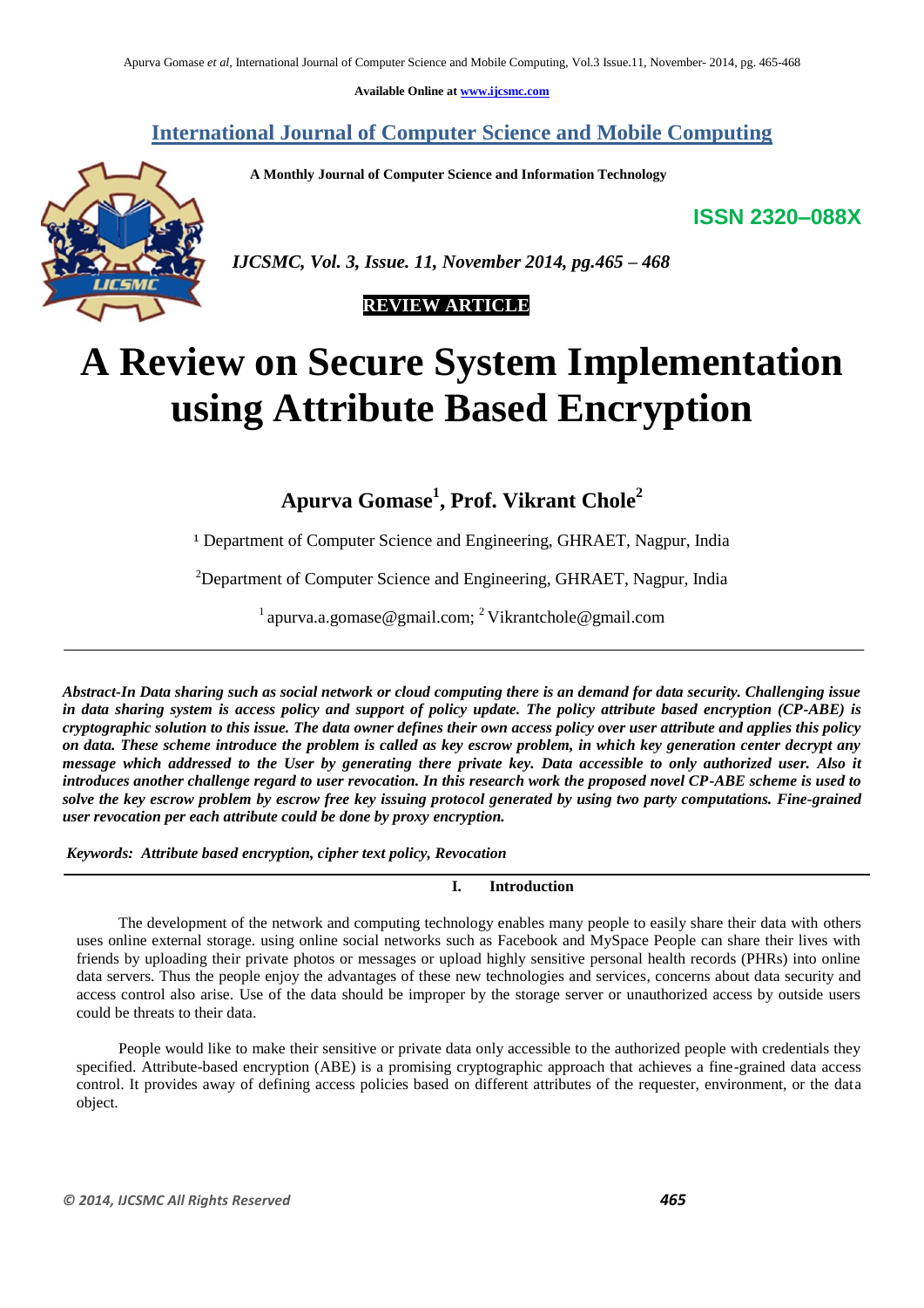**Available Online at www.ijcsmc.com**

# International Journal of Computer Science and Mobile Computing

**A Monthly Journal of Computer Science and Information Technology**

**ISSN 2320–088X**

***IJCSMC, Vol. 3, Issue. 11, November 2014, pg.465 – 468***

**REVIEW ARTICLE**

# A Review on Secure System Implementation using Attribute Based Encryption

**Apurva Gomase[1], Prof. Vikrant Chole[2]**

[1] Department of Computer Science and Engineering, GHRAET, Nagpur, India

[2]Department of Computer Science and Engineering, GHRAET, Nagpur, India

[1] apurva.a.gomase@gmail.com; [2] Vikrantchole@gmail.com

***Abstract-In Data sharing such as social network or cloud computing there is an demand for data security. Challenging issue in data sharing system is access policy and support of policy update. The policy attribute based encryption (CP-ABE) is cryptographic solution to this issue. The data owner defines their own access policy over user attribute and applies this policy on data. These scheme introduce the problem is called as key escrow problem, in which key generation center decrypt any message which addressed to the User by generating there private key. Data accessible to only authorized user. Also it introduces another challenge regard to user revocation. In this research work the proposed novel CP-ABE scheme is used to solve the key escrow problem by escrow free key issuing protocol generated by using two party computations. Fine-grained user revocation per each attribute could be done by proxy encryption.***

***Keywords: Attribute based encryption, cipher text policy, Revocation***

## I. Introduction

The development of the network and computing technology enables many people to easily share their data with others uses online external storage. using online social networks such as Facebook and MySpace People can share their lives with friends by uploading their private photos or messages or upload highly sensitive personal health records (PHRs) into online data servers. Thus the people enjoy the advantages of these new technologies and services, concerns about data security and access control also arise. Use of the data should be improper by the storage server or unauthorized access by outside users could be threats to their data.

People would like to make their sensitive or private data only accessible to the authorized people with credentials they specified. Attribute-based encryption (ABE) is a promising cryptographic approach that achieves a fine-grained data access control. It provides away of defining access policies based on different attributes of the requester, environment, or the data object.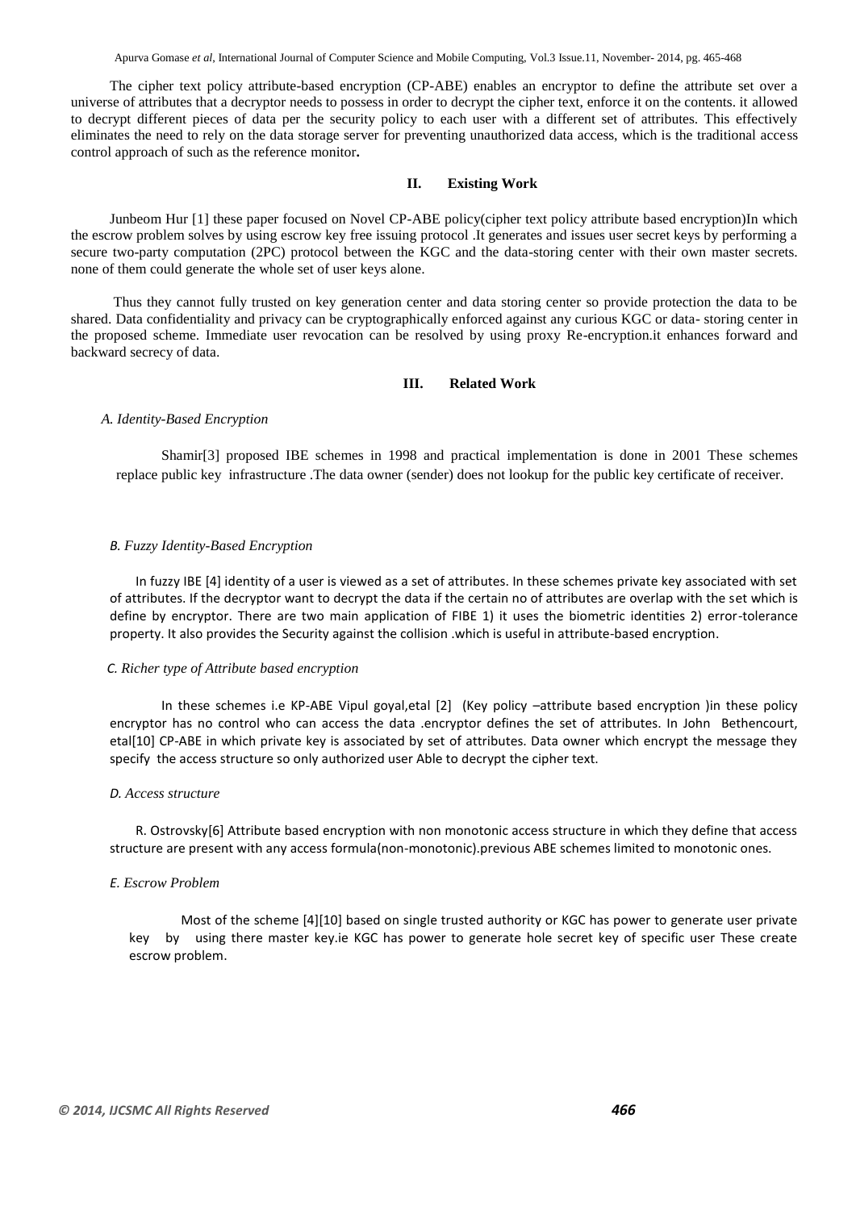The cipher text policy attribute-based encryption (CP-ABE) enables an encryptor to define the attribute set over a universe of attributes that a decryptor needs to possess in order to decrypt the cipher text, enforce it on the contents. it allowed to decrypt different pieces of data per the security policy to each user with a different set of attributes. This effectively eliminates the need to rely on the data storage server for preventing unauthorized data access, which is the traditional access control approach of such as the reference monitor**.**

## II. Existing Work

Junbeom Hur [1] these paper focused on Novel CP-ABE policy(cipher text policy attribute based encryption)In which the escrow problem solves by using escrow key free issuing protocol .It generates and issues user secret keys by performing a secure two-party computation (2PC) protocol between the KGC and the data-storing center with their own master secrets. none of them could generate the whole set of user keys alone.

Thus they cannot fully trusted on key generation center and data storing center so provide protection the data to be shared. Data confidentiality and privacy can be cryptographically enforced against any curious KGC or data- storing center in the proposed scheme. Immediate user revocation can be resolved by using proxy Re-encryption.it enhances forward and backward secrecy of data.

## III. Related Work

### *A. Identity-Based Encryption*

Shamir[3] proposed IBE schemes in 1998 and practical implementation is done in 2001 These schemes replace public key infrastructure .The data owner (sender) does not lookup for the public key certificate of receiver.

### *B. Fuzzy Identity-Based Encryption*

In fuzzy IBE [4] identity of a user is viewed as a set of attributes. In these schemes private key associated with set of attributes. If the decryptor want to decrypt the data if the certain no of attributes are overlap with the set which is define by encryptor. There are two main application of FIBE 1) it uses the biometric identities 2) error-tolerance property. It also provides the Security against the collision .which is useful in attribute-based encryption.

### *C. Richer type of Attribute based encryption*

In these schemes i.e KP-ABE Vipul goyal,etal [2] (Key policy –attribute based encryption )in these policy encryptor has no control who can access the data .encryptor defines the set of attributes. In John Bethencourt, etal[10] CP-ABE in which private key is associated by set of attributes. Data owner which encrypt the message they specify the access structure so only authorized user Able to decrypt the cipher text.

### *D. Access structure*

R. Ostrovsky[6] Attribute based encryption with non monotonic access structure in which they define that access structure are present with any access formula(non-monotonic).previous ABE schemes limited to monotonic ones.

### *E. Escrow Problem*

Most of the scheme [4][10] based on single trusted authority or KGC has power to generate user private key by using there master key.ie KGC has power to generate hole secret key of specific user These create escrow problem.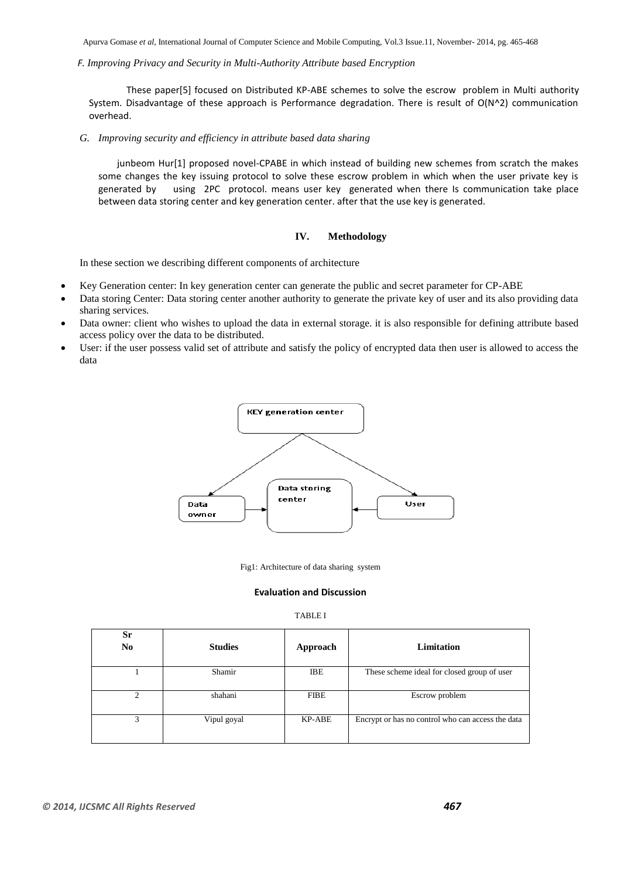*F. Improving Privacy and Security in Multi-Authority Attribute based Encryption*

These paper[5] focused on Distributed KP-ABE schemes to solve the escrow problem in Multi authority System. Disadvantage of these approach is Performance degradation. There is result of O(N^2) communication overhead.

*G. Improving security and efficiency in attribute based data sharing*

junbeom Hur[1] proposed novel-CPABE in which instead of building new schemes from scratch the makes some changes the key issuing protocol to solve these escrow problem in which when the user private key is generated by using 2PC protocol. means user key generated when there Is communication take place between data storing center and key generation center. after that the use key is generated.

## IV. Methodology

In these section we describing different components of architecture

- Key Generation center: In key generation center can generate the public and secret parameter for CP-ABE
- Data storing Center: Data storing center another authority to generate the private key of user and its also providing data sharing services.
- Data owner: client who wishes to upload the data in external storage. it is also responsible for defining attribute based access policy over the data to be distributed.
- User: if the user possess valid set of attribute and satisfy the policy of encrypted data then user is allowed to access the data

KEY generation center

Data storing center

Data owner

User

Fig1: Architecture of data sharing system

**Evaluation and Discussion**

TABLE I

| Sr No | Studies | Approach | Limitation |
|---|---|---|---|
| 1 | Shamir | IBE | These scheme ideal for closed group of user |
| 2 | shahani | FIBE | Escrow problem |
| 3 | Vipul goyal | KP-ABE | Encrypt or has no control who can access the data |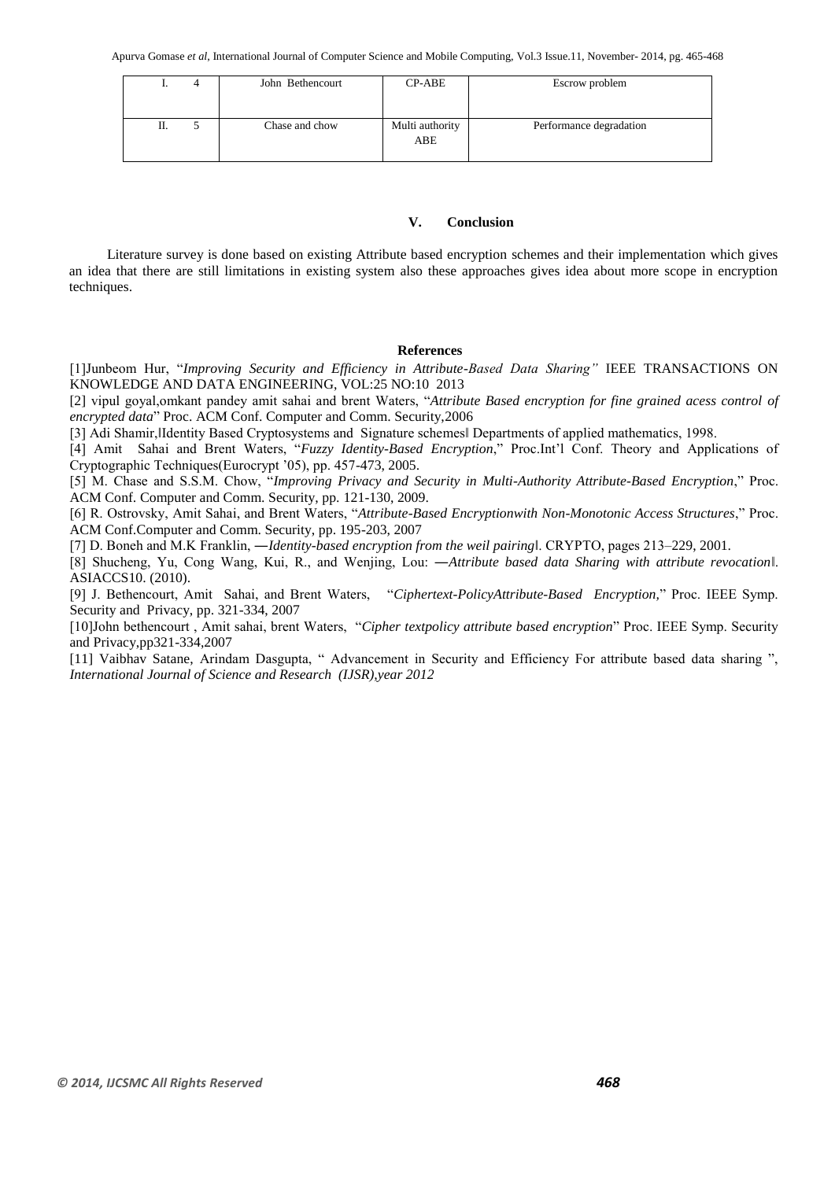| | | | |
|---|---|---|---|
| I. 4 | John Bethencourt | CP-ABE | Escrow problem |
| II. 5 | Chase and chow | Multi authority ABE | Performance degradation |

## V. Conclusion

Literature survey is done based on existing Attribute based encryption schemes and their implementation which gives an idea that there are still limitations in existing system also these approaches gives idea about more scope in encryption techniques.

## References

[1]Junbeom Hur, "*Improving Security and Efficiency in Attribute-Based Data Sharing"* IEEE TRANSACTIONS ON KNOWLEDGE AND DATA ENGINEERING, VOL:25 NO:10 2013

[2] vipul goyal,omkant pandey amit sahai and brent Waters, "*Attribute Based encryption for fine grained acess control of encrypted data*" Proc. ACM Conf. Computer and Comm. Security,2006

[3] Adi Shamir,‖Identity Based Cryptosystems and Signature schemes‖ Departments of applied mathematics, 1998.

[4] Amit Sahai and Brent Waters, "*Fuzzy Identity-Based Encryption*," Proc.Int'l Conf. Theory and Applications of Cryptographic Techniques(Eurocrypt '05), pp. 457-473, 2005.

[5] M. Chase and S.S.M. Chow, "*Improving Privacy and Security in Multi-Authority Attribute-Based Encryption*," Proc. ACM Conf. Computer and Comm. Security, pp. 121-130, 2009.

[6] R. Ostrovsky, Amit Sahai, and Brent Waters, "*Attribute-Based Encryptionwith Non-Monotonic Access Structures*," Proc. ACM Conf.Computer and Comm. Security, pp. 195-203, 2007

[7] D. Boneh and M.K Franklin, ―*Identity-based encryption from the weil pairing*‖. CRYPTO, pages 213–229, 2001.

[8] Shucheng, Yu, Cong Wang, Kui, R., and Wenjing, Lou: ―*Attribute based data Sharing with attribute revocation*‖. ASIACCS10. (2010).

[9] J. Bethencourt, Amit Sahai, and Brent Waters, "*Ciphertext-PolicyAttribute-Based Encryption*," Proc. IEEE Symp. Security and Privacy, pp. 321-334, 2007

[10]John bethencourt , Amit sahai, brent Waters, "*Cipher textpolicy attribute based encryption*" Proc. IEEE Symp. Security and Privacy,pp321-334,2007

[11] Vaibhav Satane, Arindam Dasgupta, " Advancement in Security and Efficiency For attribute based data sharing ", *International Journal of Science and Research (IJSR),year 2012*